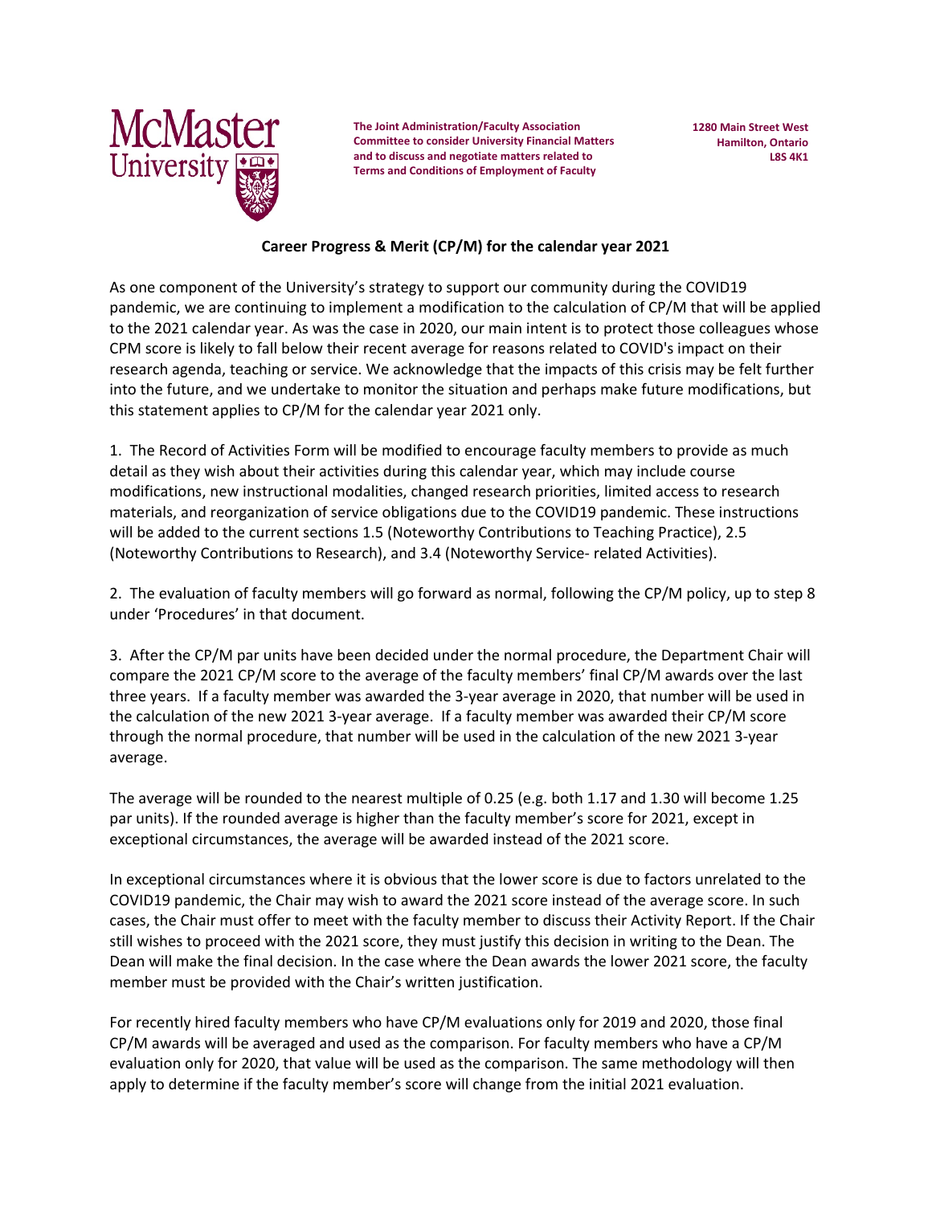**The Joint Administration/Faculty Association Committee to consider University Financial Matters and to discuss and negotiate matters related to Terms and Conditions of Employment of Faculty**

**1280 Main Street West**
**Hamilton, Ontario**
**L8S 4K1**

## Career Progress & Merit (CP/M) for the calendar year 2021

As one component of the University's strategy to support our community during the COVID19 pandemic, we are continuing to implement a modification to the calculation of CP/M that will be applied to the 2021 calendar year. As was the case in 2020, our main intent is to protect those colleagues whose CPM score is likely to fall below their recent average for reasons related to COVID's impact on their research agenda, teaching or service. We acknowledge that the impacts of this crisis may be felt further into the future, and we undertake to monitor the situation and perhaps make future modifications, but this statement applies to CP/M for the calendar year 2021 only.

1. The Record of Activities Form will be modified to encourage faculty members to provide as much detail as they wish about their activities during this calendar year, which may include course modifications, new instructional modalities, changed research priorities, limited access to research materials, and reorganization of service obligations due to the COVID19 pandemic. These instructions will be added to the current sections 1.5 (Noteworthy Contributions to Teaching Practice), 2.5 (Noteworthy Contributions to Research), and 3.4 (Noteworthy Service- related Activities).

2. The evaluation of faculty members will go forward as normal, following the CP/M policy, up to step 8 under 'Procedures' in that document.

3. After the CP/M par units have been decided under the normal procedure, the Department Chair will compare the 2021 CP/M score to the average of the faculty members' final CP/M awards over the last three years. If a faculty member was awarded the 3-year average in 2020, that number will be used in the calculation of the new 2021 3-year average. If a faculty member was awarded their CP/M score through the normal procedure, that number will be used in the calculation of the new 2021 3-year average.

The average will be rounded to the nearest multiple of 0.25 (e.g. both 1.17 and 1.30 will become 1.25 par units). If the rounded average is higher than the faculty member's score for 2021, except in exceptional circumstances, the average will be awarded instead of the 2021 score.

In exceptional circumstances where it is obvious that the lower score is due to factors unrelated to the COVID19 pandemic, the Chair may wish to award the 2021 score instead of the average score. In such cases, the Chair must offer to meet with the faculty member to discuss their Activity Report. If the Chair still wishes to proceed with the 2021 score, they must justify this decision in writing to the Dean. The Dean will make the final decision. In the case where the Dean awards the lower 2021 score, the faculty member must be provided with the Chair's written justification.

For recently hired faculty members who have CP/M evaluations only for 2019 and 2020, those final CP/M awards will be averaged and used as the comparison. For faculty members who have a CP/M evaluation only for 2020, that value will be used as the comparison. The same methodology will then apply to determine if the faculty member's score will change from the initial 2021 evaluation.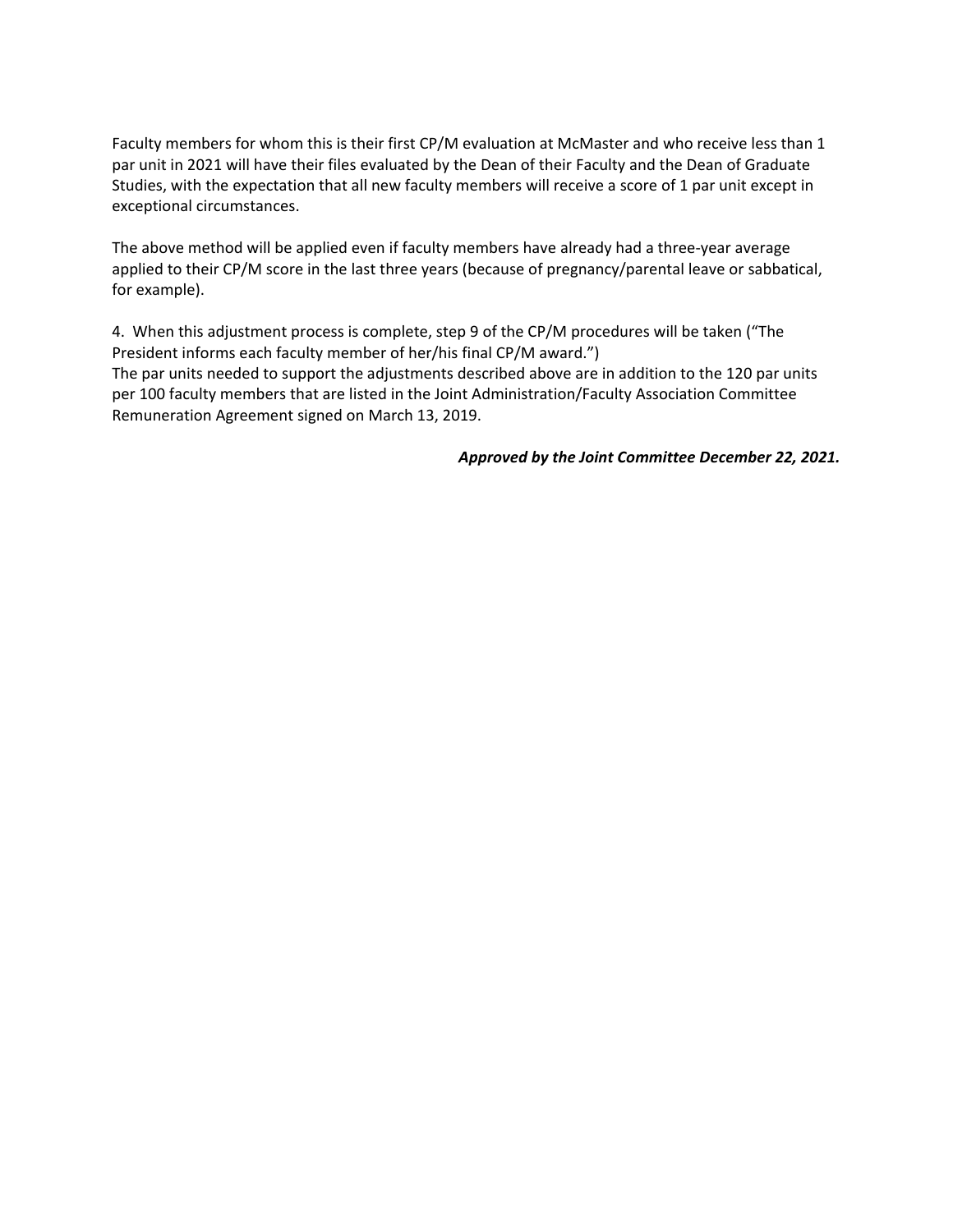Faculty members for whom this is their first CP/M evaluation at McMaster and who receive less than 1 par unit in 2021 will have their files evaluated by the Dean of their Faculty and the Dean of Graduate Studies, with the expectation that all new faculty members will receive a score of 1 par unit except in exceptional circumstances.

The above method will be applied even if faculty members have already had a three-year average applied to their CP/M score in the last three years (because of pregnancy/parental leave or sabbatical, for example).

4. When this adjustment process is complete, step 9 of the CP/M procedures will be taken ("The President informs each faculty member of her/his final CP/M award.")
The par units needed to support the adjustments described above are in addition to the 120 par units per 100 faculty members that are listed in the Joint Administration/Faculty Association Committee Remuneration Agreement signed on March 13, 2019.

***Approved by the Joint Committee December 22, 2021.***